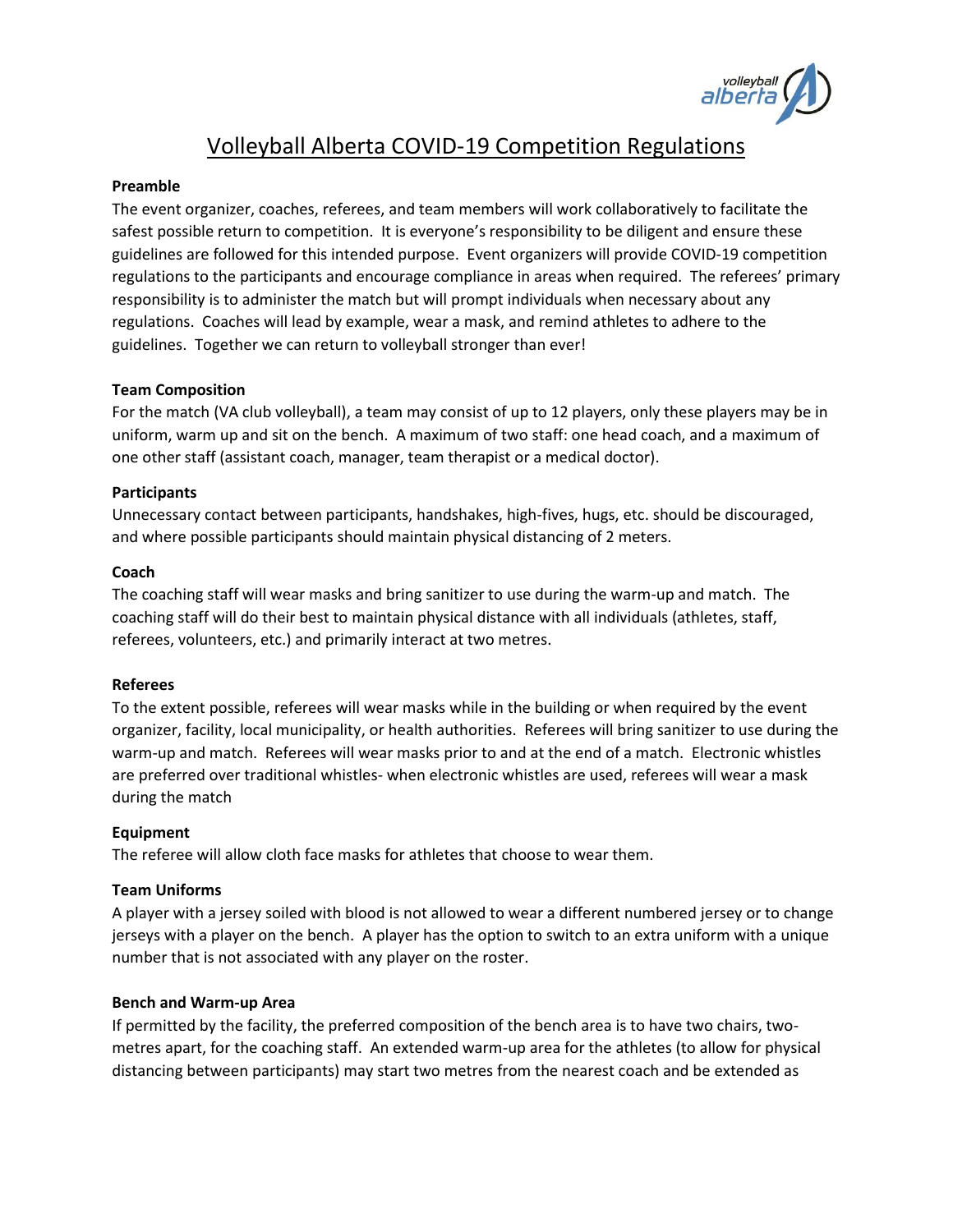# Volleyball Alberta COVID-19 Competition Regulations

**Preamble**

The event organizer, coaches, referees, and team members will work collaboratively to facilitate the safest possible return to competition. It is everyone's responsibility to be diligent and ensure these guidelines are followed for this intended purpose. Event organizers will provide COVID-19 competition regulations to the participants and encourage compliance in areas when required. The referees' primary responsibility is to administer the match but will prompt individuals when necessary about any regulations. Coaches will lead by example, wear a mask, and remind athletes to adhere to the guidelines. Together we can return to volleyball stronger than ever!

**Team Composition**

For the match (VA club volleyball), a team may consist of up to 12 players, only these players may be in uniform, warm up and sit on the bench. A maximum of two staff: one head coach, and a maximum of one other staff (assistant coach, manager, team therapist or a medical doctor).

**Participants**

Unnecessary contact between participants, handshakes, high-fives, hugs, etc. should be discouraged, and where possible participants should maintain physical distancing of 2 meters.

**Coach**

The coaching staff will wear masks and bring sanitizer to use during the warm-up and match. The coaching staff will do their best to maintain physical distance with all individuals (athletes, staff, referees, volunteers, etc.) and primarily interact at two metres.

**Referees**

To the extent possible, referees will wear masks while in the building or when required by the event organizer, facility, local municipality, or health authorities. Referees will bring sanitizer to use during the warm-up and match. Referees will wear masks prior to and at the end of a match. Electronic whistles are preferred over traditional whistles- when electronic whistles are used, referees will wear a mask during the match

**Equipment**

The referee will allow cloth face masks for athletes that choose to wear them.

**Team Uniforms**

A player with a jersey soiled with blood is not allowed to wear a different numbered jersey or to change jerseys with a player on the bench. A player has the option to switch to an extra uniform with a unique number that is not associated with any player on the roster.

**Bench and Warm-up Area**

If permitted by the facility, the preferred composition of the bench area is to have two chairs, two-metres apart, for the coaching staff. An extended warm-up area for the athletes (to allow for physical distancing between participants) may start two metres from the nearest coach and be extended as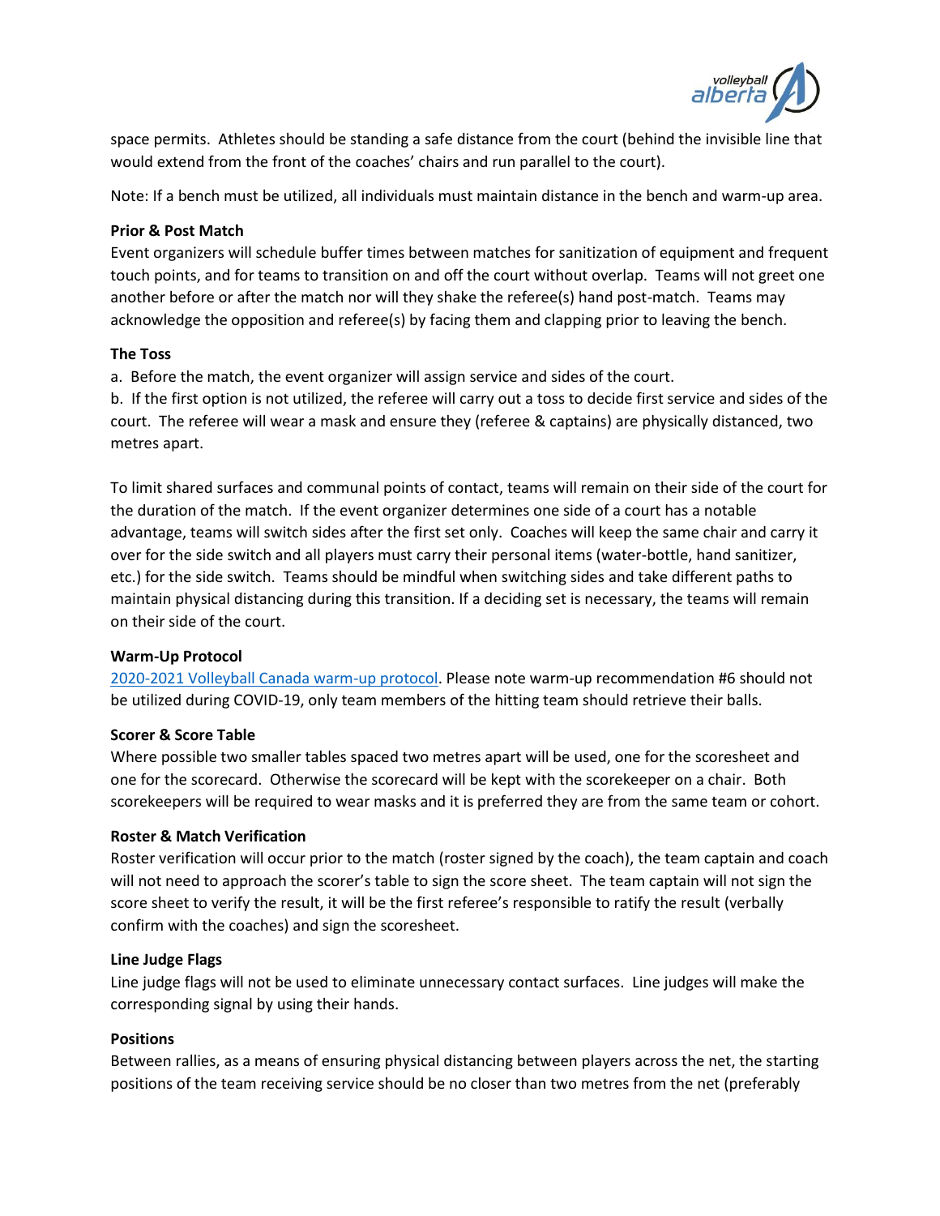space permits. Athletes should be standing a safe distance from the court (behind the invisible line that would extend from the front of the coaches' chairs and run parallel to the court).

Note: If a bench must be utilized, all individuals must maintain distance in the bench and warm-up area.

**Prior & Post Match**
Event organizers will schedule buffer times between matches for sanitization of equipment and frequent touch points, and for teams to transition on and off the court without overlap. Teams will not greet one another before or after the match nor will they shake the referee(s) hand post-match. Teams may acknowledge the opposition and referee(s) by facing them and clapping prior to leaving the bench.

**The Toss**
a. Before the match, the event organizer will assign service and sides of the court.
b. If the first option is not utilized, the referee will carry out a toss to decide first service and sides of the court. The referee will wear a mask and ensure they (referee & captains) are physically distanced, two metres apart.

To limit shared surfaces and communal points of contact, teams will remain on their side of the court for the duration of the match. If the event organizer determines one side of a court has a notable advantage, teams will switch sides after the first set only. Coaches will keep the same chair and carry it over for the side switch and all players must carry their personal items (water-bottle, hand sanitizer, etc.) for the side switch. Teams should be mindful when switching sides and take different paths to maintain physical distancing during this transition. If a deciding set is necessary, the teams will remain on their side of the court.

**Warm-Up Protocol**
[2020-2021 Volleyball Canada warm-up protocol](). Please note warm-up recommendation #6 should not be utilized during COVID-19, only team members of the hitting team should retrieve their balls.

**Scorer & Score Table**
Where possible two smaller tables spaced two metres apart will be used, one for the scoresheet and one for the scorecard. Otherwise the scorecard will be kept with the scorekeeper on a chair. Both scorekeepers will be required to wear masks and it is preferred they are from the same team or cohort.

**Roster & Match Verification**
Roster verification will occur prior to the match (roster signed by the coach), the team captain and coach will not need to approach the scorer's table to sign the score sheet. The team captain will not sign the score sheet to verify the result, it will be the first referee's responsible to ratify the result (verbally confirm with the coaches) and sign the scoresheet.

**Line Judge Flags**
Line judge flags will not be used to eliminate unnecessary contact surfaces. Line judges will make the corresponding signal by using their hands.

**Positions**
Between rallies, as a means of ensuring physical distancing between players across the net, the starting positions of the team receiving service should be no closer than two metres from the net (preferably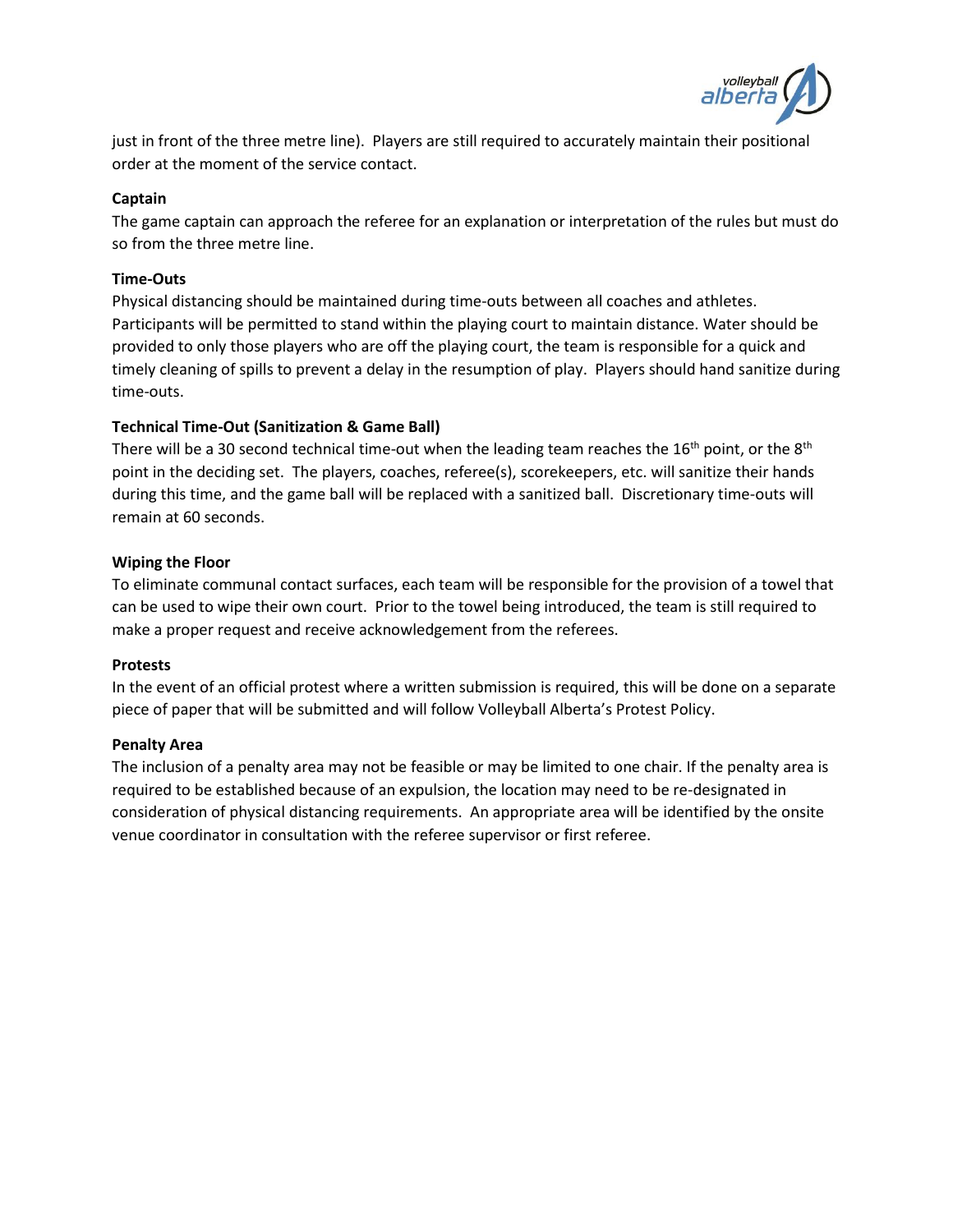just in front of the three metre line). Players are still required to accurately maintain their positional order at the moment of the service contact.

**Captain**

The game captain can approach the referee for an explanation or interpretation of the rules but must do so from the three metre line.

**Time-Outs**

Physical distancing should be maintained during time-outs between all coaches and athletes. Participants will be permitted to stand within the playing court to maintain distance. Water should be provided to only those players who are off the playing court, the team is responsible for a quick and timely cleaning of spills to prevent a delay in the resumption of play. Players should hand sanitize during time-outs.

**Technical Time-Out (Sanitization & Game Ball)**

There will be a 30 second technical time-out when the leading team reaches the 16th point, or the 8th point in the deciding set. The players, coaches, referee(s), scorekeepers, etc. will sanitize their hands during this time, and the game ball will be replaced with a sanitized ball. Discretionary time-outs will remain at 60 seconds.

**Wiping the Floor**

To eliminate communal contact surfaces, each team will be responsible for the provision of a towel that can be used to wipe their own court. Prior to the towel being introduced, the team is still required to make a proper request and receive acknowledgement from the referees.

**Protests**

In the event of an official protest where a written submission is required, this will be done on a separate piece of paper that will be submitted and will follow Volleyball Alberta's Protest Policy.

**Penalty Area**

The inclusion of a penalty area may not be feasible or may be limited to one chair. If the penalty area is required to be established because of an expulsion, the location may need to be re-designated in consideration of physical distancing requirements. An appropriate area will be identified by the onsite venue coordinator in consultation with the referee supervisor or first referee.